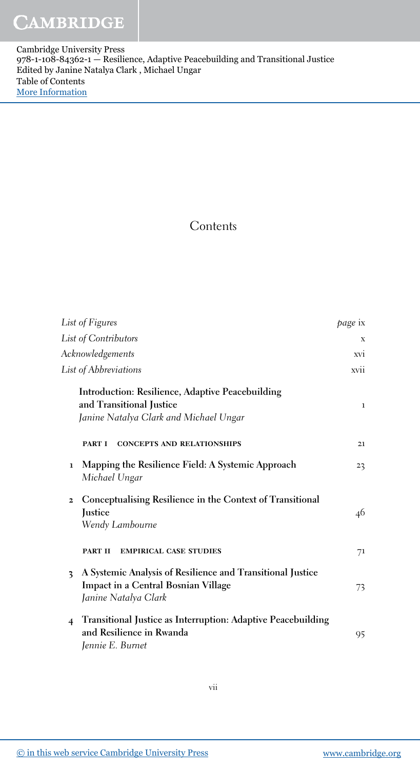Cambridge University Press
978-1-108-84362-1 — Resilience, Adaptive Peacebuilding and Transitional Justice
Edited by Janine Natalya Clark , Michael Ungar
Table of Contents
More Information

# Contents

| | | |
|---|---|---|
| | *List of Figures* | *page* ix |
| | *List of Contributors* | x |
| | *Acknowledgements* | xvi |
| | *List of Abbreviations* | xvii |
| | **Introduction: Resilience, Adaptive Peacebuilding and Transitional Justice**<br>*Janine Natalya Clark and Michael Ungar* | 1 |
| | **PART I CONCEPTS AND RELATIONSHIPS** | 21 |
| 1 | **Mapping the Resilience Field: A Systemic Approach**<br>*Michael Ungar* | 23 |
| 2 | **Conceptualising Resilience in the Context of Transitional Justice**<br>*Wendy Lambourne* | 46 |
| | **PART II EMPIRICAL CASE STUDIES** | 71 |
| 3 | **A Systemic Analysis of Resilience and Transitional Justice Impact in a Central Bosnian Village**<br>*Janine Natalya Clark* | 73 |
| 4 | **Transitional Justice as Interruption: Adaptive Peacebuilding and Resilience in Rwanda**<br>*Jennie E. Burnet* | 95 |

© in this web service Cambridge University Press www.cambridge.org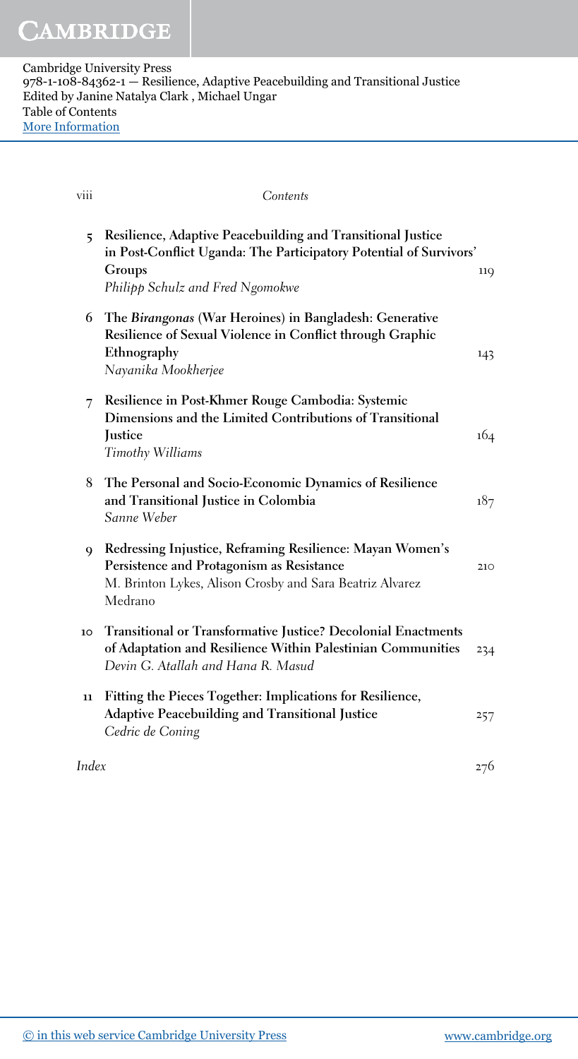5 **Resilience, Adaptive Peacebuilding and Transitional Justice in Post-Conflict Uganda: The Participatory Potential of Survivors' Groups** 119
*Philipp Schulz and Fred Ngomokwe*

6 **The *Birangonas* (War Heroines) in Bangladesh: Generative Resilience of Sexual Violence in Conflict through Graphic Ethnography** 143
*Nayanika Mookherjee*

7 **Resilience in Post-Khmer Rouge Cambodia: Systemic Dimensions and the Limited Contributions of Transitional Justice** 164
*Timothy Williams*

8 **The Personal and Socio-Economic Dynamics of Resilience and Transitional Justice in Colombia** 187
*Sanne Weber*

9 **Redressing Injustice, Reframing Resilience: Mayan Women's Persistence and Protagonism as Resistance** 210
M. Brinton Lykes, Alison Crosby and Sara Beatriz Alvarez Medrano

10 **Transitional or Transformative Justice? Decolonial Enactments of Adaptation and Resilience Within Palestinian Communities** 234
*Devin G. Atallah and Hana R. Masud*

11 **Fitting the Pieces Together: Implications for Resilience, Adaptive Peacebuilding and Transitional Justice** 257
*Cedric de Coning*

*Index* 276